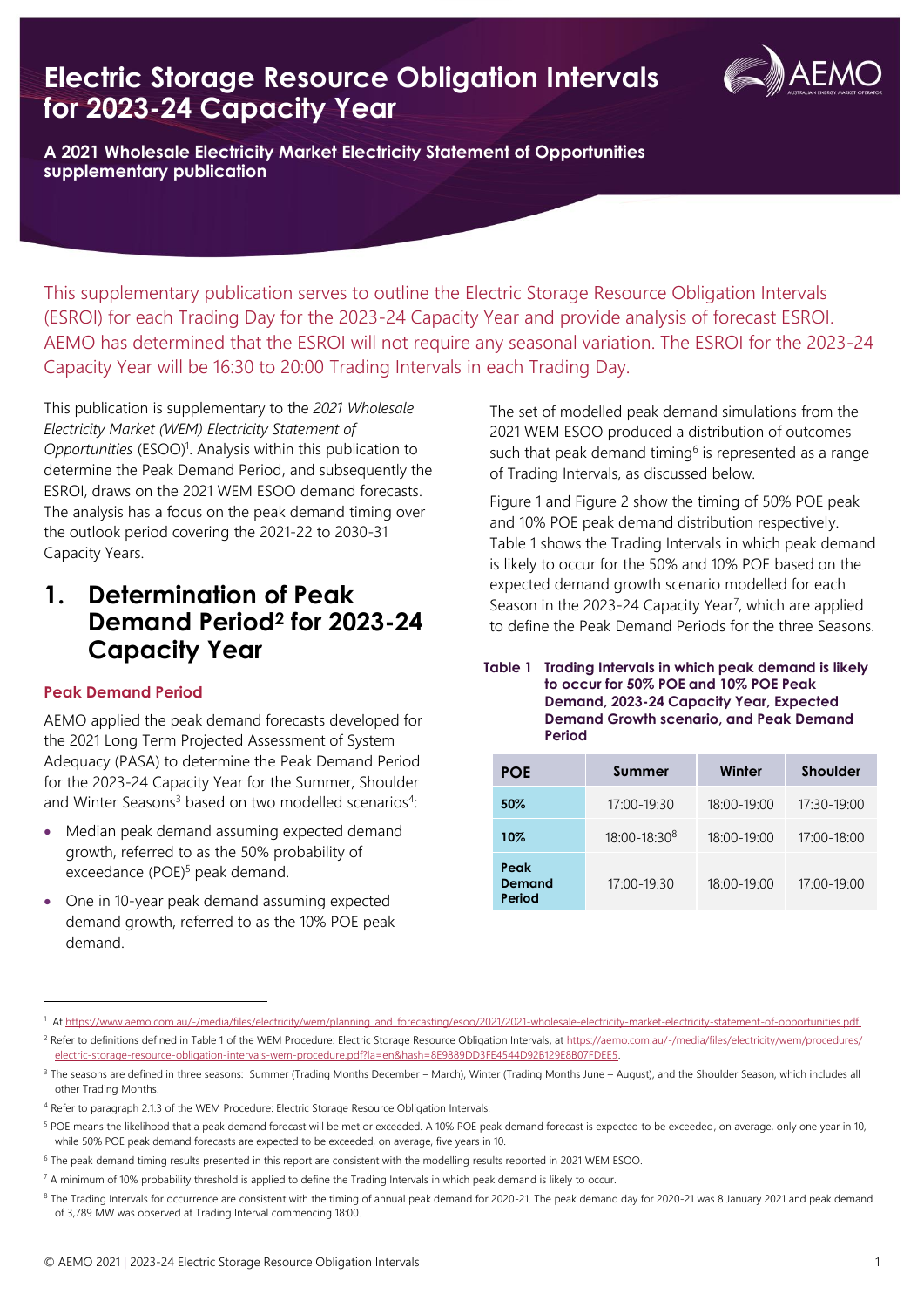# Electric Storage Resource Obligation Intervals for 2023-24 Capacity Year

**A 2021 Wholesale Electricity Market Electricity Statement of Opportunities supplementary publication**

This supplementary publication serves to outline the Electric Storage Resource Obligation Intervals (ESROI) for each Trading Day for the 2023-24 Capacity Year and provide analysis of forecast ESROI. AEMO has determined that the ESROI will not require any seasonal variation. The ESROI for the 2023-24 Capacity Year will be 16:30 to 20:00 Trading Intervals in each Trading Day.

This publication is supplementary to the *2021 Wholesale Electricity Market (WEM) Electricity Statement of Opportunities* (ESOO)[1]. Analysis within this publication to determine the Peak Demand Period, and subsequently the ESROI, draws on the 2021 WEM ESOO demand forecasts. The analysis has a focus on the peak demand timing over the outlook period covering the 2021-22 to 2030-31 Capacity Years.

## 1. Determination of Peak Demand Period[2] for 2023-24 Capacity Year

### Peak Demand Period

AEMO applied the peak demand forecasts developed for the 2021 Long Term Projected Assessment of System Adequacy (PASA) to determine the Peak Demand Period for the 2023-24 Capacity Year for the Summer, Shoulder and Winter Seasons[3] based on two modelled scenarios[4]:

- Median peak demand assuming expected demand growth, referred to as the 50% probability of exceedance (POE)[5] peak demand.
- One in 10-year peak demand assuming expected demand growth, referred to as the 10% POE peak demand.

The set of modelled peak demand simulations from the 2021 WEM ESOO produced a distribution of outcomes such that peak demand timing[6] is represented as a range of Trading Intervals, as discussed below.

Figure 1 and Figure 2 show the timing of 50% POE peak and 10% POE peak demand distribution respectively. Table 1 shows the Trading Intervals in which peak demand is likely to occur for the 50% and 10% POE based on the expected demand growth scenario modelled for each Season in the 2023-24 Capacity Year[7], which are applied to define the Peak Demand Periods for the three Seasons.

**Table 1 Trading Intervals in which peak demand is likely to occur for 50% POE and 10% POE Peak Demand, 2023-24 Capacity Year, Expected Demand Growth scenario, and Peak Demand Period**

| POE | Summer | Winter | Shoulder |
|---|---|---|---|
| 50% | 17:00-19:30 | 18:00-19:00 | 17:30-19:00 |
| 10% | 18:00-18:30[8] | 18:00-19:00 | 17:00-18:00 |
| Peak Demand Period | 17:00-19:30 | 18:00-19:00 | 17:00-19:00 |

---

[1] At https://www.aemo.com.au/-/media/files/electricity/wem/planning_and_forecasting/esoo/2021/2021-wholesale-electricity-market-electricity-statement-of-opportunities.pdf.

[2] Refer to definitions defined in Table 1 of the WEM Procedure: Electric Storage Resource Obligation Intervals, at https://aemo.com.au/-/media/files/electricity/wem/procedures/electric-storage-resource-obligation-intervals-wem-procedure.pdf?la=en&hash=8E9889DD3FE4544D92B129E8B07FDEE5.

[3] The seasons are defined in three seasons: Summer (Trading Months December – March), Winter (Trading Months June – August), and the Shoulder Season, which includes all other Trading Months.

[4] Refer to paragraph 2.1.3 of the WEM Procedure: Electric Storage Resource Obligation Intervals.

[5] POE means the likelihood that a peak demand forecast will be met or exceeded. A 10% POE peak demand forecast is expected to be exceeded, on average, only one year in 10, while 50% POE peak demand forecasts are expected to be exceeded, on average, five years in 10.

[6] The peak demand timing results presented in this report are consistent with the modelling results reported in 2021 WEM ESOO.

[7] A minimum of 10% probability threshold is applied to define the Trading Intervals in which peak demand is likely to occur.

[8] The Trading Intervals for occurrence are consistent with the timing of annual peak demand for 2020-21. The peak demand day for 2020-21 was 8 January 2021 and peak demand of 3,789 MW was observed at Trading Interval commencing 18:00.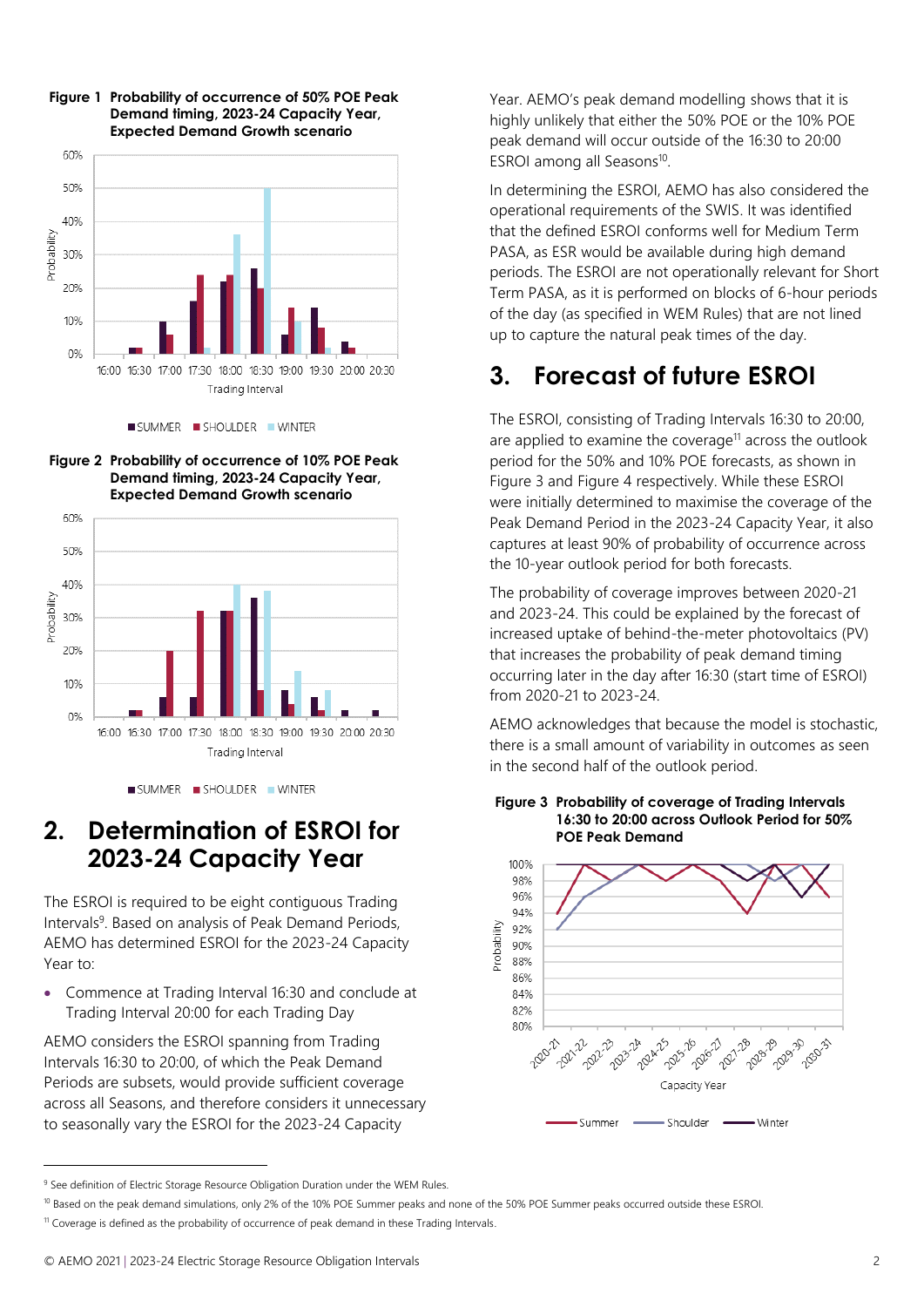**Figure 1 Probability of occurrence of 50% POE Peak Demand timing, 2023-24 Capacity Year, Expected Demand Growth scenario**

**Figure 2 Probability of occurrence of 10% POE Peak Demand timing, 2023-24 Capacity Year, Expected Demand Growth scenario**

## 2. Determination of ESROI for 2023-24 Capacity Year

The ESROI is required to be eight contiguous Trading Intervals[9]. Based on analysis of Peak Demand Periods, AEMO has determined ESROI for the 2023-24 Capacity Year to:

- Commence at Trading Interval 16:30 and conclude at Trading Interval 20:00 for each Trading Day

AEMO considers the ESROI spanning from Trading Intervals 16:30 to 20:00, of which the Peak Demand Periods are subsets, would provide sufficient coverage across all Seasons, and therefore considers it unnecessary to seasonally vary the ESROI for the 2023-24 Capacity Year. AEMO's peak demand modelling shows that it is highly unlikely that either the 50% POE or the 10% POE peak demand will occur outside of the 16:30 to 20:00 ESROI among all Seasons[10].

In determining the ESROI, AEMO has also considered the operational requirements of the SWIS. It was identified that the defined ESROI conforms well for Medium Term PASA, as ESR would be available during high demand periods. The ESROI are not operationally relevant for Short Term PASA, as it is performed on blocks of 6-hour periods of the day (as specified in WEM Rules) that are not lined up to capture the natural peak times of the day.

## 3. Forecast of future ESROI

The ESROI, consisting of Trading Intervals 16:30 to 20:00, are applied to examine the coverage[11] across the outlook period for the 50% and 10% POE forecasts, as shown in Figure 3 and Figure 4 respectively. While these ESROI were initially determined to maximise the coverage of the Peak Demand Period in the 2023-24 Capacity Year, it also captures at least 90% of probability of occurrence across the 10-year outlook period for both forecasts.

The probability of coverage improves between 2020-21 and 2023-24. This could be explained by the forecast of increased uptake of behind-the-meter photovoltaics (PV) that increases the probability of peak demand timing occurring later in the day after 16:30 (start time of ESROI) from 2020-21 to 2023-24.

AEMO acknowledges that because the model is stochastic, there is a small amount of variability in outcomes as seen in the second half of the outlook period.

**Figure 3 Probability of coverage of Trading Intervals 16:30 to 20:00 across Outlook Period for 50% POE Peak Demand**

[9] See definition of Electric Storage Resource Obligation Duration under the WEM Rules.

[10] Based on the peak demand simulations, only 2% of the 10% POE Summer peaks and none of the 50% POE Summer peaks occurred outside these ESROI.

[11] Coverage is defined as the probability of occurrence of peak demand in these Trading Intervals.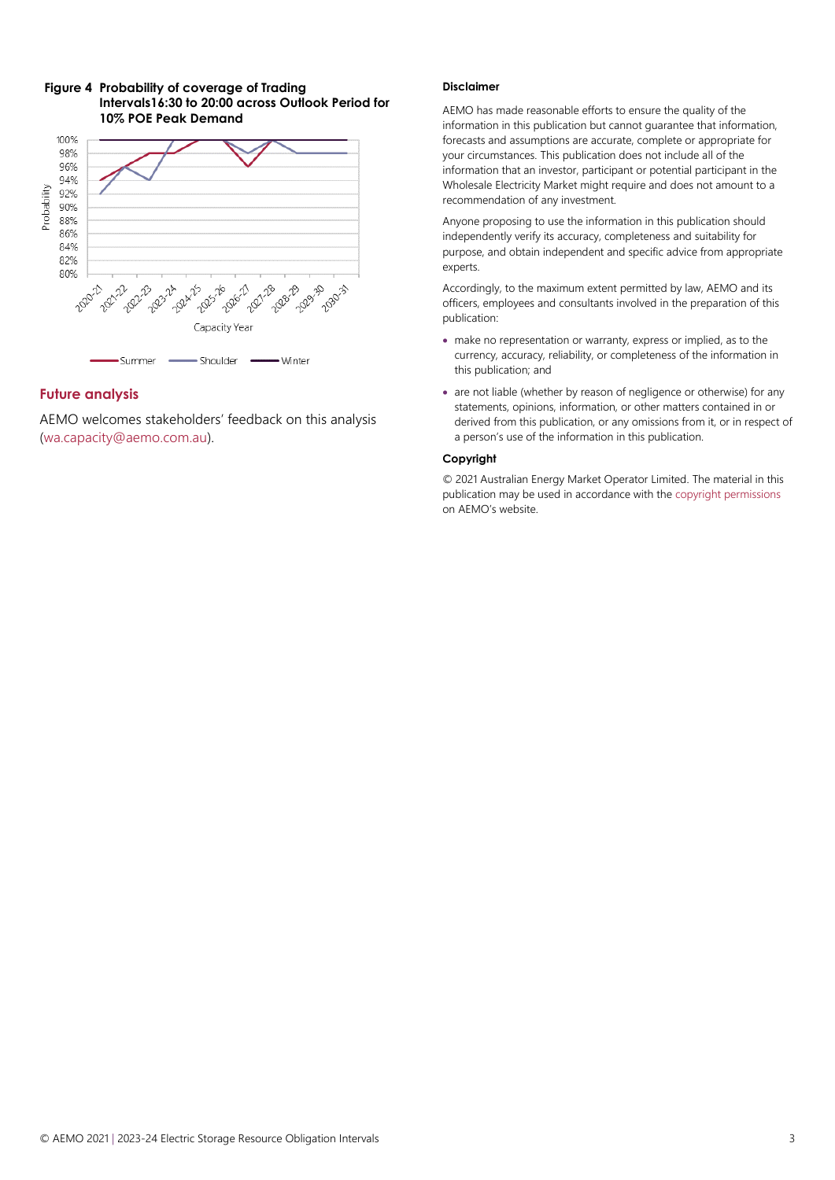**Figure 4 Probability of coverage of Trading Intervals16:30 to 20:00 across Outlook Period for 10% POE Peak Demand**

100%
98%
96%
94%
92%
90%
88%
86%
84%
82%
80%

Probability

2020-21
2021-22
2022-23
2023-24
2024-25
2025-26
2026-27
2027-28
2028-29
2029-30
2030-31

Capacity Year

Summer
Shoulder
Winter

## Future analysis

AEMO welcomes stakeholders' feedback on this analysis (wa.capacity@aemo.com.au).

### Disclaimer

AEMO has made reasonable efforts to ensure the quality of the information in this publication but cannot guarantee that information, forecasts and assumptions are accurate, complete or appropriate for your circumstances. This publication does not include all of the information that an investor, participant or potential participant in the Wholesale Electricity Market might require and does not amount to a recommendation of any investment.

Anyone proposing to use the information in this publication should independently verify its accuracy, completeness and suitability for purpose, and obtain independent and specific advice from appropriate experts.

Accordingly, to the maximum extent permitted by law, AEMO and its officers, employees and consultants involved in the preparation of this publication:

- make no representation or warranty, express or implied, as to the currency, accuracy, reliability, or completeness of the information in this publication; and
- are not liable (whether by reason of negligence or otherwise) for any statements, opinions, information, or other matters contained in or derived from this publication, or any omissions from it, or in respect of a person's use of the information in this publication.

### Copyright

© 2021 Australian Energy Market Operator Limited. The material in this publication may be used in accordance with the copyright permissions on AEMO's website.